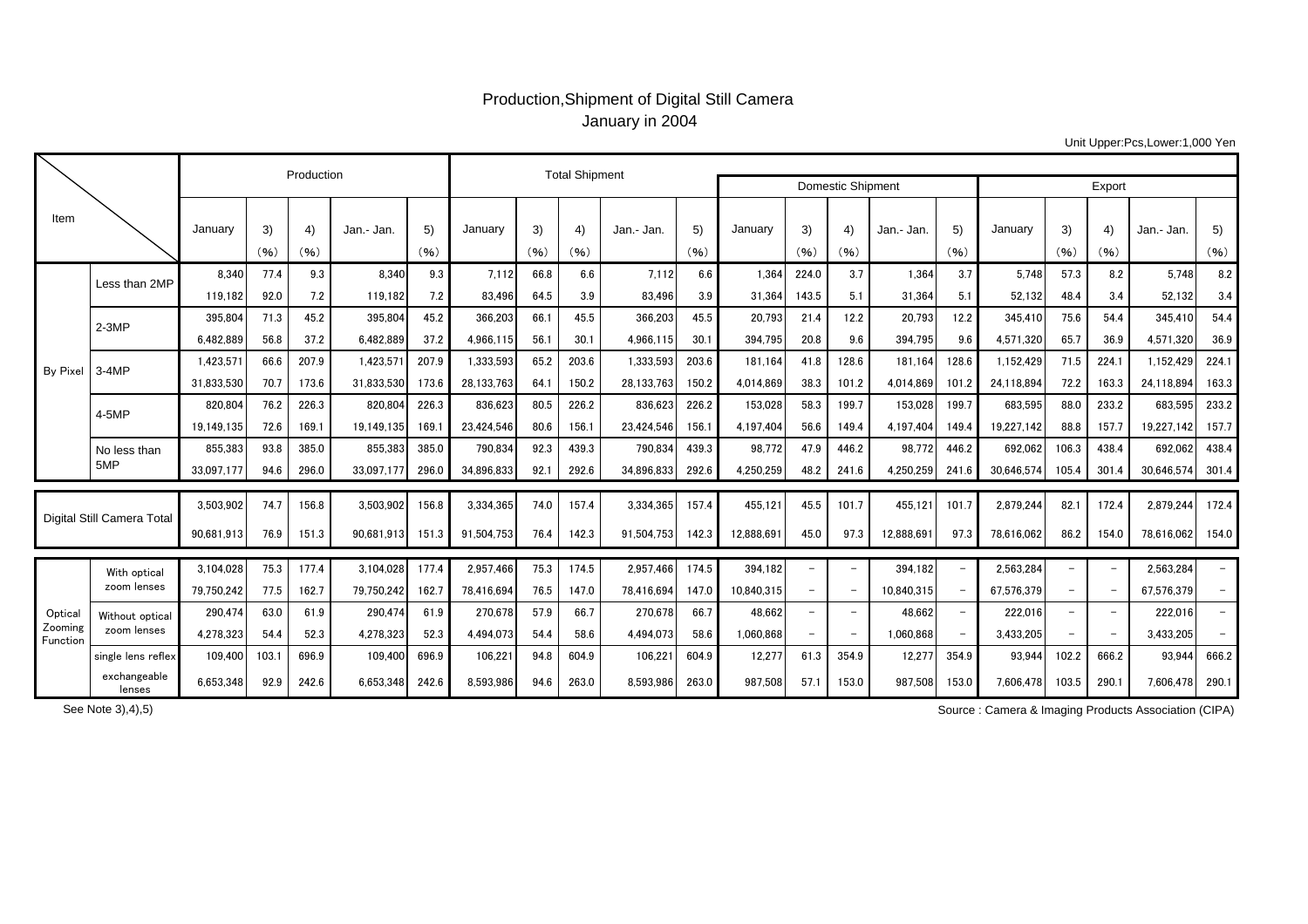# Production,Shipment of Digital Still Camera
## January in 2004

Unit Upper:Pcs,Lower:1,000 Yen

| Item | | Production | | | | | Total Shipment | | | | | Domestic Shipment | | | | | Export | | | | |
|---|---|---|---|---|---|---|---|---|---|---|---|---|---|---|---|---|---|---|---|---|---|
| | | January | 3) (%) | 4) (%) | Jan.- Jan. | 5) (%) | January | 3) (%) | 4) (%) | Jan.- Jan. | 5) (%) | January | 3) (%) | 4) (%) | Jan.- Jan. | 5) (%) | January | 3) (%) | 4) (%) | Jan.- Jan. | 5) (%) |
| By Pixel | Less than 2MP | 8,340 | 77.4 | 9.3 | 8,340 | 9.3 | 7,112 | 66.8 | 6.6 | 7,112 | 6.6 | 1,364 | 224.0 | 3.7 | 1,364 | 3.7 | 5,748 | 57.3 | 8.2 | 5,748 | 8.2 |
| | | 119,182 | 92.0 | 7.2 | 119,182 | 7.2 | 83,496 | 64.5 | 3.9 | 83,496 | 3.9 | 31,364 | 143.5 | 5.1 | 31,364 | 5.1 | 52,132 | 48.4 | 3.4 | 52,132 | 3.4 |
| | 2-3MP | 395,804 | 71.3 | 45.2 | 395,804 | 45.2 | 366,203 | 66.1 | 45.5 | 366,203 | 45.5 | 20,793 | 21.4 | 12.2 | 20,793 | 12.2 | 345,410 | 75.6 | 54.4 | 345,410 | 54.4 |
| | | 6,482,889 | 56.8 | 37.2 | 6,482,889 | 37.2 | 4,966,115 | 56.1 | 30.1 | 4,966,115 | 30.1 | 394,795 | 20.8 | 9.6 | 394,795 | 9.6 | 4,571,320 | 65.7 | 36.9 | 4,571,320 | 36.9 |
| | 3-4MP | 1,423,571 | 66.6 | 207.9 | 1,423,571 | 207.9 | 1,333,593 | 65.2 | 203.6 | 1,333,593 | 203.6 | 181,164 | 41.8 | 128.6 | 181,164 | 128.6 | 1,152,429 | 71.5 | 224.1 | 1,152,429 | 224.1 |
| | | 31,833,530 | 70.7 | 173.6 | 31,833,530 | 173.6 | 28,133,763 | 64.1 | 150.2 | 28,133,763 | 150.2 | 4,014,869 | 38.3 | 101.2 | 4,014,869 | 101.2 | 24,118,894 | 72.2 | 163.3 | 24,118,894 | 163.3 |
| | 4-5MP | 820,804 | 76.2 | 226.3 | 820,804 | 226.3 | 836,623 | 80.5 | 226.2 | 836,623 | 226.2 | 153,028 | 58.3 | 199.7 | 153,028 | 199.7 | 683,595 | 88.0 | 233.2 | 683,595 | 233.2 |
| | | 19,149,135 | 72.6 | 169.1 | 19,149,135 | 169.1 | 23,424,546 | 80.6 | 156.1 | 23,424,546 | 156.1 | 4,197,404 | 56.6 | 149.4 | 4,197,404 | 149.4 | 19,227,142 | 88.8 | 157.7 | 19,227,142 | 157.7 |
| | No less than 5MP | 855,383 | 93.8 | 385.0 | 855,383 | 385.0 | 790,834 | 92.3 | 439.3 | 790,834 | 439.3 | 98,772 | 47.9 | 446.2 | 98,772 | 446.2 | 692,062 | 106.3 | 438.4 | 692,062 | 438.4 |
| | | 33,097,177 | 94.6 | 296.0 | 33,097,177 | 296.0 | 34,896,833 | 92.1 | 292.6 | 34,896,833 | 292.6 | 4,250,259 | 48.2 | 241.6 | 4,250,259 | 241.6 | 30,646,574 | 105.4 | 301.4 | 30,646,574 | 301.4 |
| Digital Still Camera Total | | 3,503,902 | 74.7 | 156.8 | 3,503,902 | 156.8 | 3,334,365 | 74.0 | 157.4 | 3,334,365 | 157.4 | 455,121 | 45.5 | 101.7 | 455,121 | 101.7 | 2,879,244 | 82.1 | 172.4 | 2,879,244 | 172.4 |
| | | 90,681,913 | 76.9 | 151.3 | 90,681,913 | 151.3 | 91,504,753 | 76.4 | 142.3 | 91,504,753 | 142.3 | 12,888,691 | 45.0 | 97.3 | 12,888,691 | 97.3 | 78,616,062 | 86.2 | 154.0 | 78,616,062 | 154.0 |
| Optical Zooming Function | With optical zoom lenses | 3,104,028 | 75.3 | 177.4 | 3,104,028 | 177.4 | 2,957,466 | 75.3 | 174.5 | 2,957,466 | 174.5 | 394,182 | − | − | 394,182 | − | 2,563,284 | − | − | 2,563,284 | − |
| | | 79,750,242 | 77.5 | 162.7 | 79,750,242 | 162.7 | 78,416,694 | 76.5 | 147.0 | 78,416,694 | 147.0 | 10,840,315 | − | − | 10,840,315 | − | 67,576,379 | − | − | 67,576,379 | − |
| | Without optical zoom lenses | 290,474 | 63.0 | 61.9 | 290,474 | 61.9 | 270,678 | 57.9 | 66.7 | 270,678 | 66.7 | 48,662 | − | − | 48,662 | − | 222,016 | − | − | 222,016 | − |
| | | 4,278,323 | 54.4 | 52.3 | 4,278,323 | 52.3 | 4,494,073 | 54.4 | 58.6 | 4,494,073 | 58.6 | 1,060,868 | − | − | 1,060,868 | − | 3,433,205 | − | − | 3,433,205 | − |
| | single lens reflex | 109,400 | 103.1 | 696.9 | 109,400 | 696.9 | 106,221 | 94.8 | 604.9 | 106,221 | 604.9 | 12,277 | 61.3 | 354.9 | 12,277 | 354.9 | 93,944 | 102.2 | 666.2 | 93,944 | 666.2 |
| | exchangeable lenses | 6,653,348 | 92.9 | 242.6 | 6,653,348 | 242.6 | 8,593,986 | 94.6 | 263.0 | 8,593,986 | 263.0 | 987,508 | 57.1 | 153.0 | 987,508 | 153.0 | 7,606,478 | 103.5 | 290.1 | 7,606,478 | 290.1 |

See Note 3),4),5)

Source : Camera & Imaging Products Association (CIPA)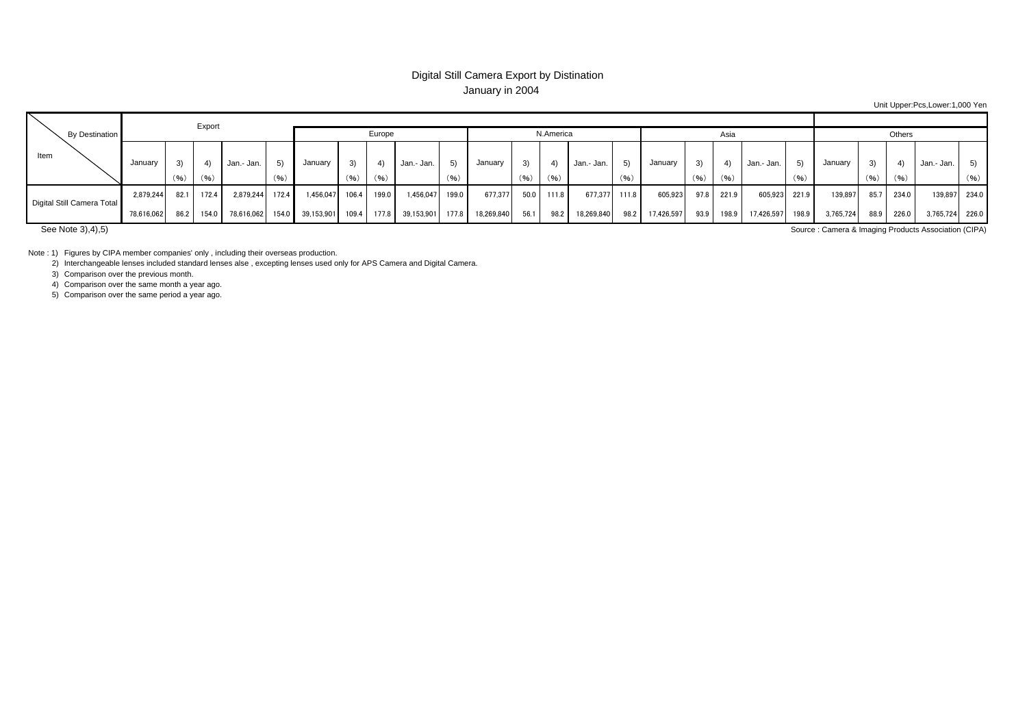## Digital Still Camera Export by Distination

January in 2004

Unit Upper:Pcs,Lower:1,000 Yen

| By Destination / Item | Export | | | | | Europe | | | | | N.America | | | | | Asia | | | | | Others | | | | |
|---|---|---|---|---|---|---|---|---|---|---|---|---|---|---|---|---|---|---|---|---|---|---|---|---|---|
| | January | 3) (%) | 4) (%) | Jan.- Jan. | 5) (%) | January | 3) (%) | 4) (%) | Jan.- Jan. | 5) (%) | January | 3) (%) | 4) (%) | Jan.- Jan. | 5) (%) | January | 3) (%) | 4) (%) | Jan.- Jan. | 5) (%) | January | 3) (%) | 4) (%) | Jan.- Jan. | 5) (%) |
| Digital Still Camera Total | 2,879,244 | 82.1 | 172.4 | 2,879,244 | 172.4 | 1,456,047 | 106.4 | 199.0 | 1,456,047 | 199.0 | 677,377 | 50.0 | 111.8 | 677,377 | 111.8 | 605,923 | 97.8 | 221.9 | 605,923 | 221.9 | 139,897 | 85.7 | 234.0 | 139,897 | 234.0 |
| | 78,616,062 | 86.2 | 154.0 | 78,616,062 | 154.0 | 39,153,901 | 109.4 | 177.8 | 39,153,901 | 177.8 | 18,269,840 | 56.1 | 98.2 | 18,269,840 | 98.2 | 17,426,597 | 93.9 | 198.9 | 17,426,597 | 198.9 | 3,765,724 | 88.9 | 226.0 | 3,765,724 | 226.0 |

See Note 3),4),5)

Source : Camera & Imaging Products Association (CIPA)

Note : 1) Figures by CIPA member companies' only , including their overseas production.

2) Interchangeable lenses included standard lenses alse , excepting lenses used only for APS Camera and Digital Camera.

3) Comparison over the previous month.

4) Comparison over the same month a year ago.

5) Comparison over the same period a year ago.